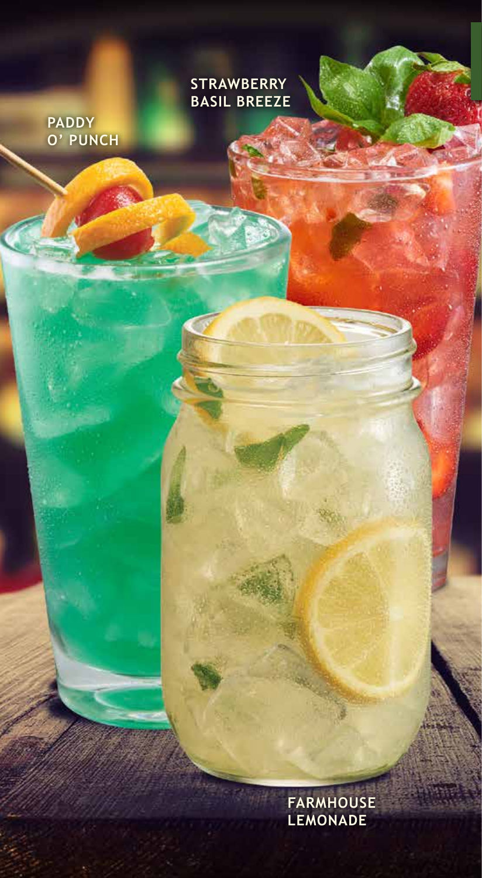PADDY O' PUNCH

STRAWBERRY BASIL BREEZE

FARMHOUSE LEMONADE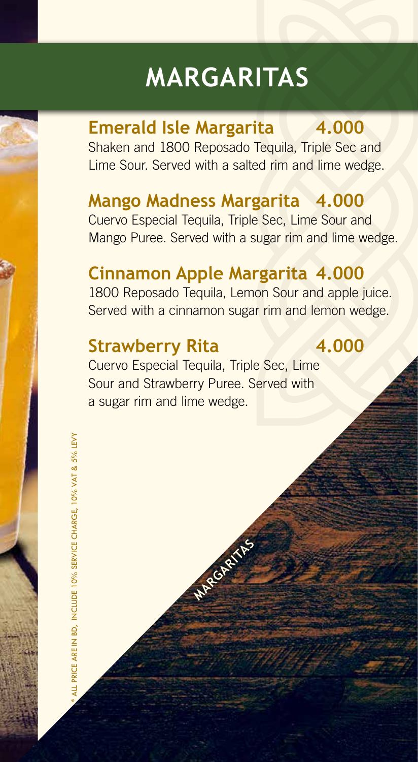# MARGARITAS

## Emerald Isle Margarita 4.000

Shaken and 1800 Reposado Tequila, Triple Sec and Lime Sour. Served with a salted rim and lime wedge.

## Mango Madness Margarita 4.000

Cuervo Especial Tequila, Triple Sec, Lime Sour and Mango Puree. Served with a sugar rim and lime wedge.

## Cinnamon Apple Margarita 4.000

1800 Reposado Tequila, Lemon Sour and apple juice. Served with a cinnamon sugar rim and lemon wedge.

## Strawberry Rita 4.000

Cuervo Especial Tequila, Triple Sec, Lime Sour and Strawberry Puree. Served with a sugar rim and lime wedge.

MARGARITAS

* ALL PRICE ARE IN BD, INCLUDE 10% SERVICE CHARGE, 10% VAT & 5% LEVY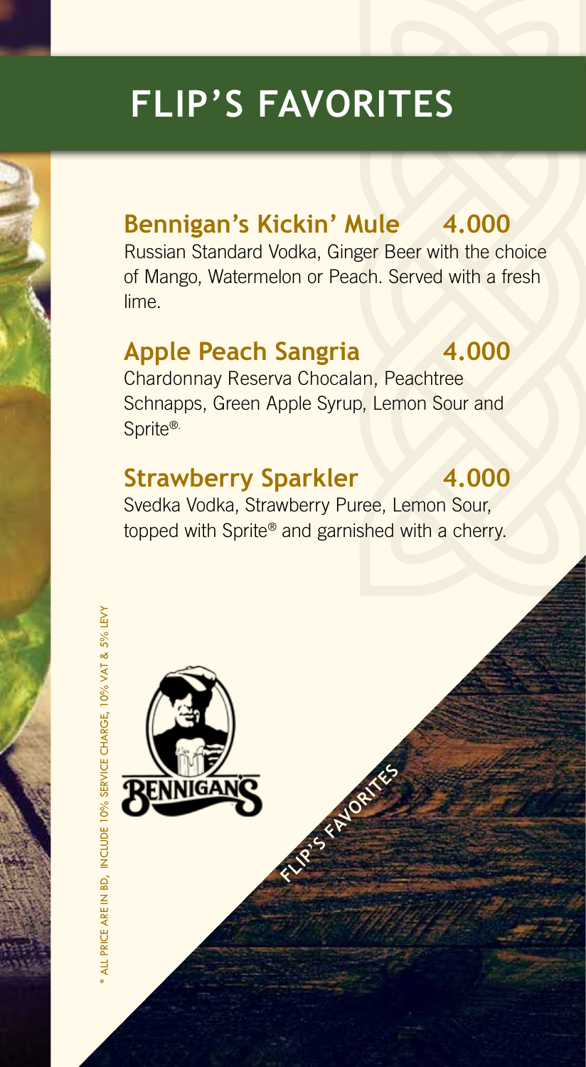# FLIP'S FAVORITES

## Bennigan's Kickin' Mule 4.000

Russian Standard Vodka, Ginger Beer with the choice of Mango, Watermelon or Peach. Served with a fresh lime.

## Apple Peach Sangria 4.000

Chardonnay Reserva Chocalan, Peachtree Schnapps, Green Apple Syrup, Lemon Sour and Sprite®.

## Strawberry Sparkler 4.000

Svedka Vodka, Strawberry Puree, Lemon Sour, topped with Sprite® and garnished with a cherry.

BENNIGAN'S

FLIP'S FAVORITES

* ALL PRICE ARE IN BD, INCLUDE 10% SERVICE CHARGE, 10% VAT & 5% LEVY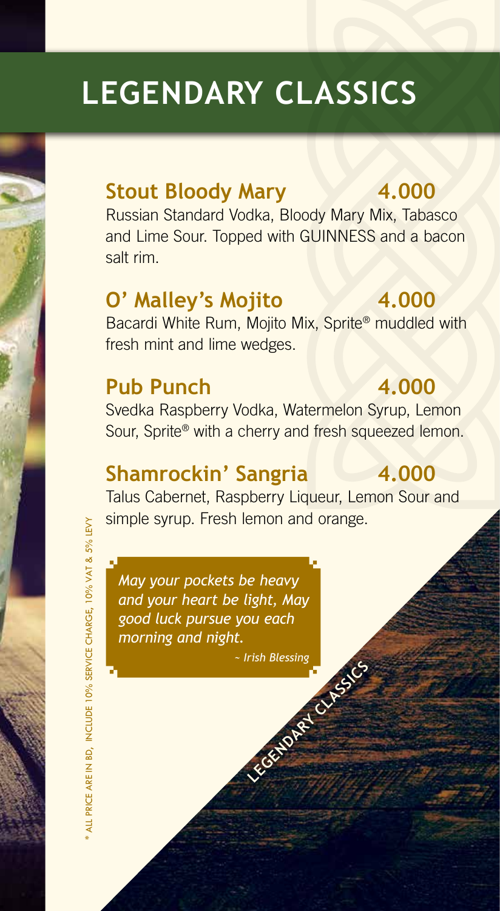# LEGENDARY CLASSICS

## Stout Bloody Mary 4.000

Russian Standard Vodka, Bloody Mary Mix, Tabasco and Lime Sour. Topped with GUINNESS and a bacon salt rim.

## O' Malley's Mojito 4.000

Bacardi White Rum, Mojito Mix, Sprite® muddled with fresh mint and lime wedges.

## Pub Punch 4.000

Svedka Raspberry Vodka, Watermelon Syrup, Lemon Sour, Sprite® with a cherry and fresh squeezed lemon.

## Shamrockin' Sangria 4.000

Talus Cabernet, Raspberry Liqueur, Lemon Sour and simple syrup. Fresh lemon and orange.

*May your pockets be heavy and your heart be light, May good luck pursue you each morning and night.*

*~ Irish Blessing*

LEGENDARY CLASSICS

* ALL PRICE ARE IN BD, INCLUDE 10% SERVICE CHARGE, 10% VAT & 5% LEVY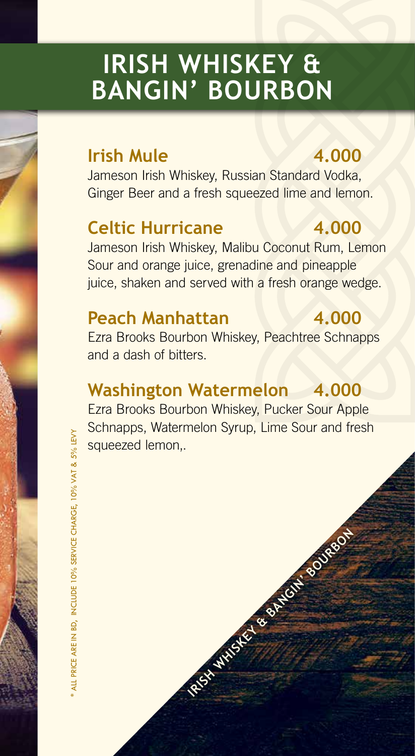# IRISH WHISKEY & BANGIN' BOURBON

## Irish Mule 4.000

Jameson Irish Whiskey, Russian Standard Vodka, Ginger Beer and a fresh squeezed lime and lemon.

## Celtic Hurricane 4.000

Jameson Irish Whiskey, Malibu Coconut Rum, Lemon Sour and orange juice, grenadine and pineapple juice, shaken and served with a fresh orange wedge.

## Peach Manhattan 4.000

Ezra Brooks Bourbon Whiskey, Peachtree Schnapps and a dash of bitters.

## Washington Watermelon 4.000

Ezra Brooks Bourbon Whiskey, Pucker Sour Apple Schnapps, Watermelon Syrup, Lime Sour and fresh squeezed lemon,.

* ALL PRICE ARE IN BD, INCLUDE 10% SERVICE CHARGE, 10% VAT & 5% LEVY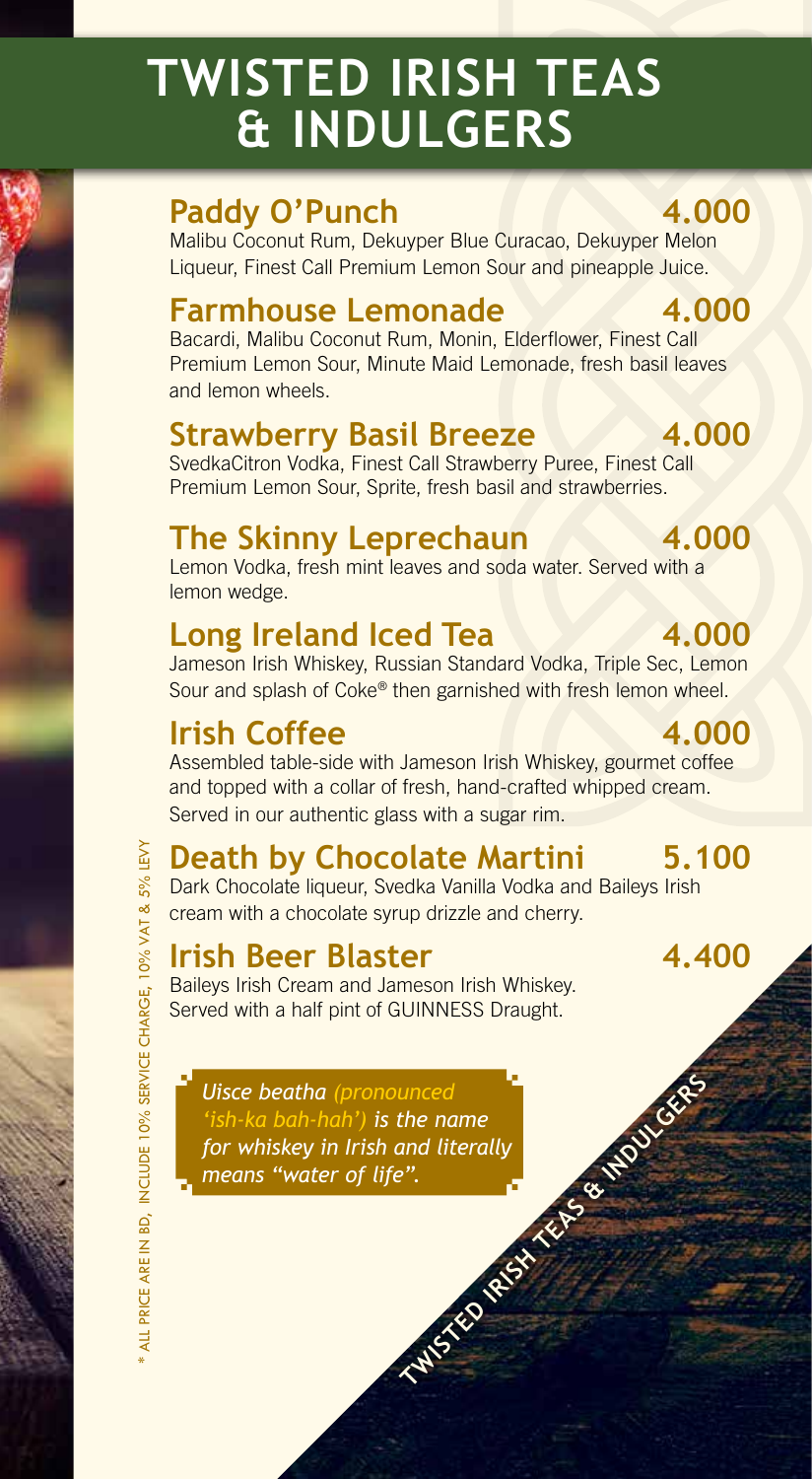# TWISTED IRISH TEAS & INDULGERS

## Paddy O'Punch 4.000

Malibu Coconut Rum, Dekuyper Blue Curacao, Dekuyper Melon Liqueur, Finest Call Premium Lemon Sour and pineapple Juice.

## Farmhouse Lemonade 4.000

Bacardi, Malibu Coconut Rum, Monin, Elderflower, Finest Call Premium Lemon Sour, Minute Maid Lemonade, fresh basil leaves and lemon wheels.

## Strawberry Basil Breeze 4.000

SvedkaCitron Vodka, Finest Call Strawberry Puree, Finest Call Premium Lemon Sour, Sprite, fresh basil and strawberries.

## The Skinny Leprechaun 4.000

Lemon Vodka, fresh mint leaves and soda water. Served with a lemon wedge.

## Long Ireland Iced Tea 4.000

Jameson Irish Whiskey, Russian Standard Vodka, Triple Sec, Lemon Sour and splash of Coke® then garnished with fresh lemon wheel.

## Irish Coffee 4.000

Assembled table-side with Jameson Irish Whiskey, gourmet coffee and topped with a collar of fresh, hand-crafted whipped cream. Served in our authentic glass with a sugar rim.

## Death by Chocolate Martini 5.100

Dark Chocolate liqueur, Svedka Vanilla Vodka and Baileys Irish cream with a chocolate syrup drizzle and cherry.

## Irish Beer Blaster 4.400

Baileys Irish Cream and Jameson Irish Whiskey. Served with a half pint of GUINNESS Draught.

*Uisce beatha (pronounced 'ish-ka bah-hah') is the name for whiskey in Irish and literally means "water of life".*

\* ALL PRICE ARE IN BD, INCLUDE 10% SERVICE CHARGE, 10% VAT & 5% LEVY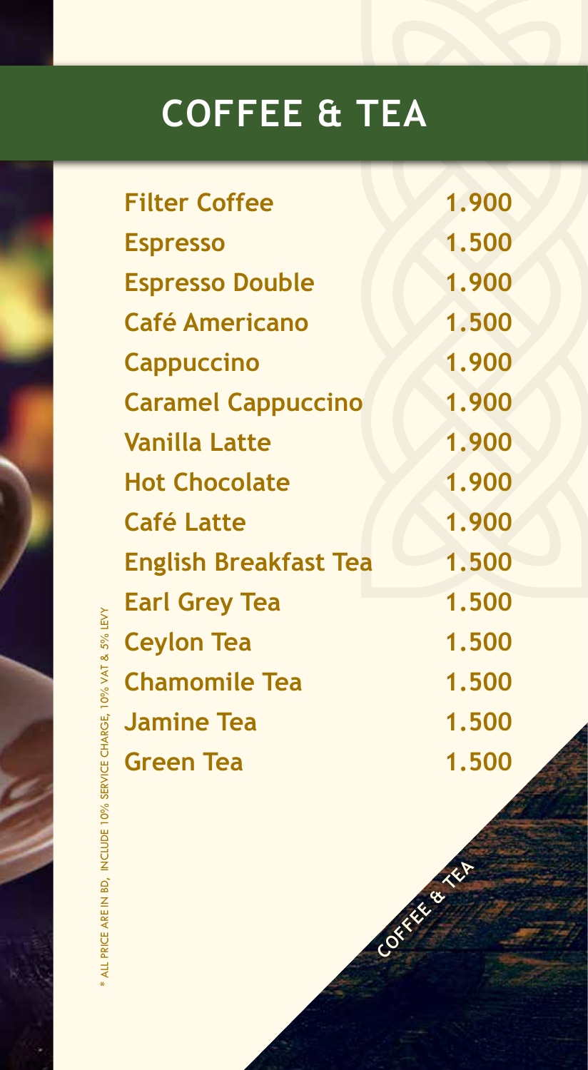# COFFEE & TEA

| Item | Price |
| --- | --- |
| Filter Coffee | 1.900 |
| Espresso | 1.500 |
| Espresso Double | 1.900 |
| Café Americano | 1.500 |
| Cappuccino | 1.900 |
| Caramel Cappuccino | 1.900 |
| Vanilla Latte | 1.900 |
| Hot Chocolate | 1.900 |
| Café Latte | 1.900 |
| English Breakfast Tea | 1.500 |
| Earl Grey Tea | 1.500 |
| Ceylon Tea | 1.500 |
| Chamomile Tea | 1.500 |
| Jamine Tea | 1.500 |
| Green Tea | 1.500 |

* ALL PRICE ARE IN BD, INCLUDE 10% SERVICE CHARGE, 10% VAT & 5% LEVY

COFFEE & TEA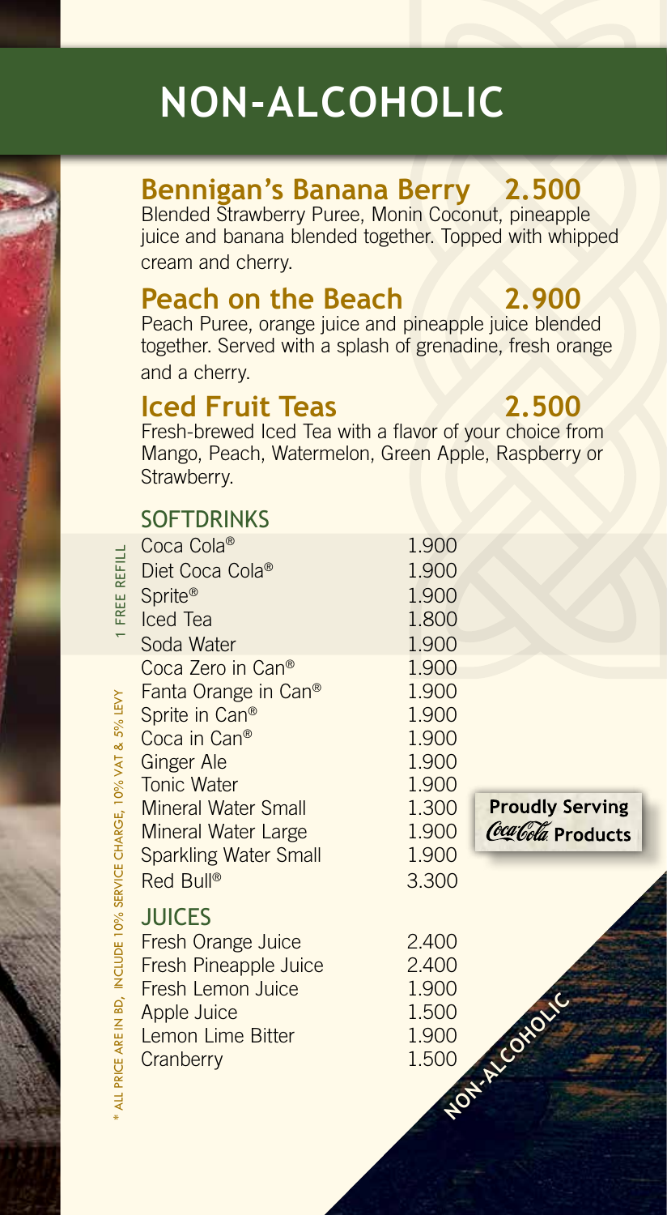# NON-ALCOHOLIC

## Bennigan's Banana Berry 2.500

Blended Strawberry Puree, Monin Coconut, pineapple juice and banana blended together. Topped with whipped cream and cherry.

## Peach on the Beach 2.900

Peach Puree, orange juice and pineapple juice blended together. Served with a splash of grenadine, fresh orange and a cherry.

## Iced Fruit Teas 2.500

Fresh-brewed Iced Tea with a flavor of your choice from Mango, Peach, Watermelon, Green Apple, Raspberry or Strawberry.

### SOFTDRINKS

1 FREE REFILL

| Item | Price |
| --- | --- |
| Coca Cola® | 1.900 |
| Diet Coca Cola® | 1.900 |
| Sprite® | 1.900 |
| Iced Tea | 1.800 |
| Soda Water | 1.900 |
| Coca Zero in Can® | 1.900 |
| Fanta Orange in Can® | 1.900 |
| Sprite in Can® | 1.900 |
| Coca in Can® | 1.900 |
| Ginger Ale | 1.900 |
| Tonic Water | 1.900 |
| Mineral Water Small | 1.300 |
| Mineral Water Large | 1.900 |
| Sparkling Water Small | 1.900 |
| Red Bull® | 3.300 |

**Proudly Serving Coca-Cola Products**

### JUICES

| Item | Price |
| --- | --- |
| Fresh Orange Juice | 2.400 |
| Fresh Pineapple Juice | 2.400 |
| Fresh Lemon Juice | 1.900 |
| Apple Juice | 1.500 |
| Lemon Lime Bitter | 1.900 |
| Cranberry | 1.500 |

* ALL PRICE ARE IN BD, INCLUDE 10% SERVICE CHARGE, 10% VAT & 5% LEVY

NON-ALCOHOLIC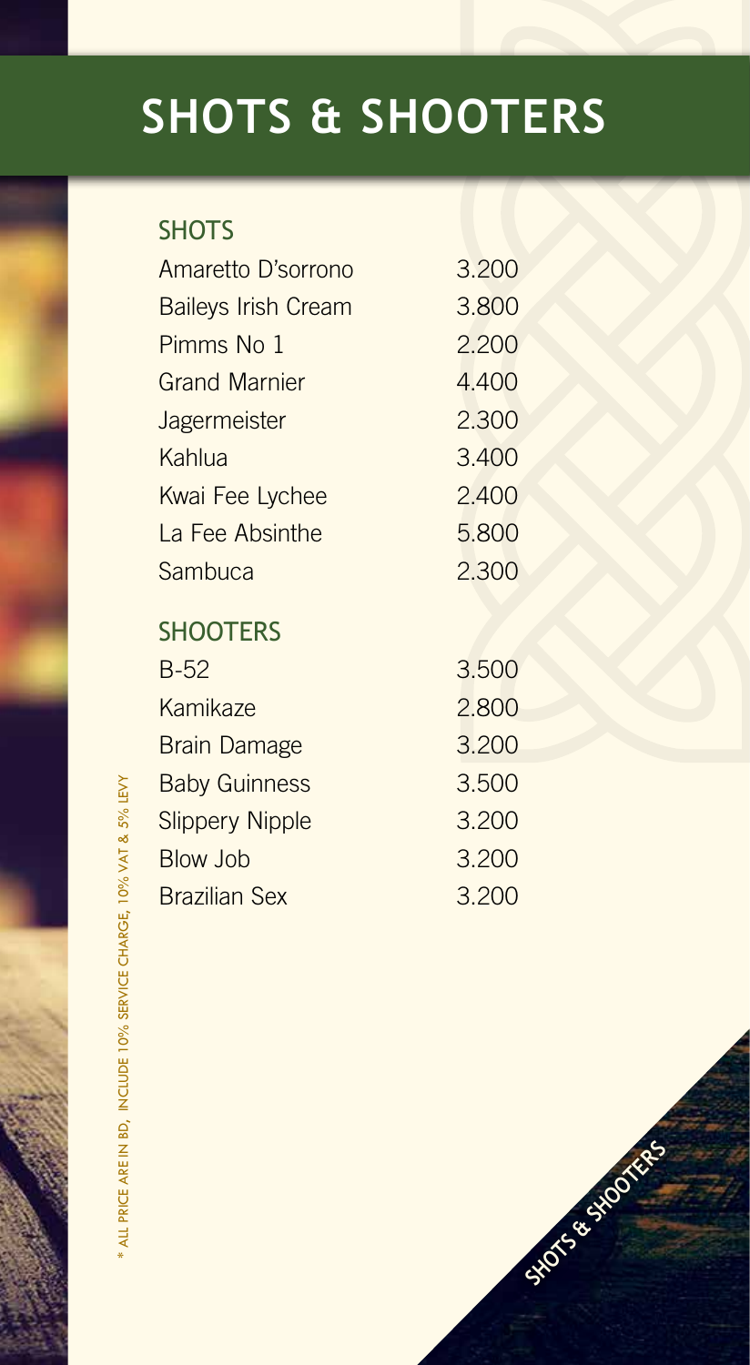# SHOTS & SHOOTERS

## SHOTS

| Item | Price |
|---|---|
| Amaretto D'sorrono | 3.200 |
| Baileys Irish Cream | 3.800 |
| Pimms No 1 | 2.200 |
| Grand Marnier | 4.400 |
| Jagermeister | 2.300 |
| Kahlua | 3.400 |
| Kwai Fee Lychee | 2.400 |
| La Fee Absinthe | 5.800 |
| Sambuca | 2.300 |

## SHOOTERS

| Item | Price |
|---|---|
| B-52 | 3.500 |
| Kamikaze | 2.800 |
| Brain Damage | 3.200 |
| Baby Guinness | 3.500 |
| Slippery Nipple | 3.200 |
| Blow Job | 3.200 |
| Brazilian Sex | 3.200 |

* ALL PRICE ARE IN BD, INCLUDE 10% SERVICE CHARGE, 10% VAT & 5% LEVY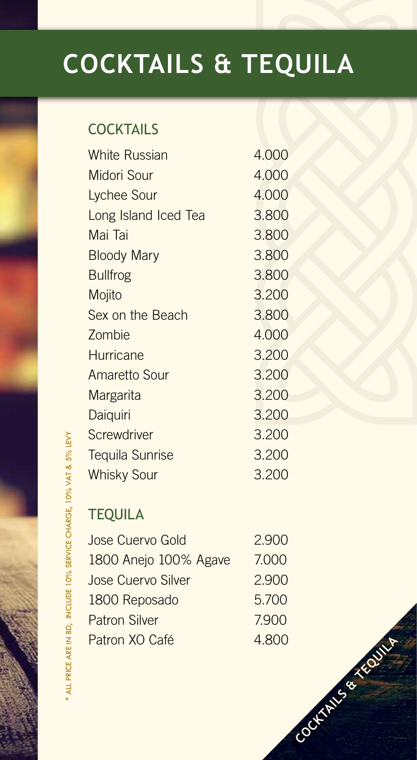# COCKTAILS & TEQUILA

## COCKTAILS

| | |
|---|---|
| White Russian | 4.000 |
| Midori Sour | 4.000 |
| Lychee Sour | 4.000 |
| Long Island Iced Tea | 3.800 |
| Mai Tai | 3.800 |
| Bloody Mary | 3.800 |
| Bullfrog | 3.800 |
| Mojito | 3.200 |
| Sex on the Beach | 3.800 |
| Zombie | 4.000 |
| Hurricane | 3.200 |
| Amaretto Sour | 3.200 |
| Margarita | 3.200 |
| Daiquiri | 3.200 |
| Screwdriver | 3.200 |
| Tequila Sunrise | 3.200 |
| Whisky Sour | 3.200 |

## TEQUILA

| | |
|---|---|
| Jose Cuervo Gold | 2.900 |
| 1800 Anejo 100% Agave | 7.000 |
| Jose Cuervo Silver | 2.900 |
| 1800 Reposado | 5.700 |
| Patron Silver | 7.900 |
| Patron XO Café | 4.800 |

* ALL PRICE ARE IN BD, INCLUDE 10% SERVICE CHARGE, 10% VAT & 5% LEVY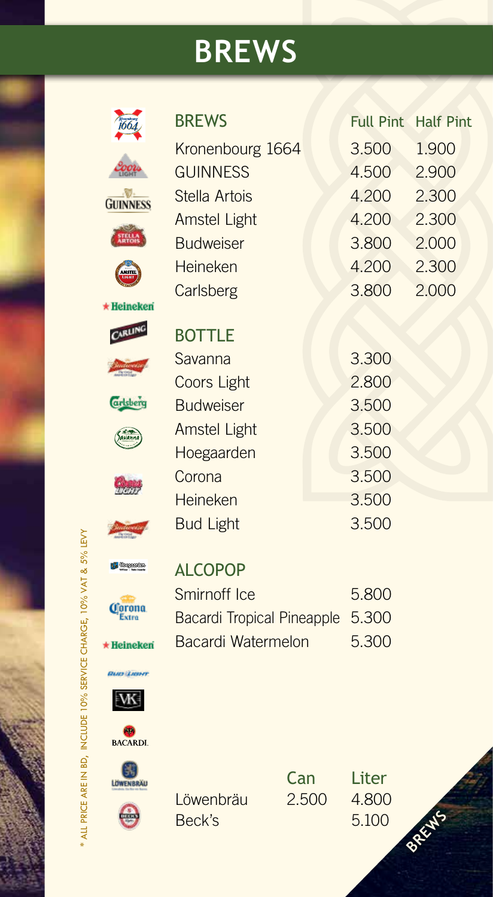# BREWS

| BREWS | Full Pint | Half Pint |
| --- | --- | --- |
| Kronenbourg 1664 | 3.500 | 1.900 |
| GUINNESS | 4.500 | 2.900 |
| Stella Artois | 4.200 | 2.300 |
| Amstel Light | 4.200 | 2.300 |
| Budweiser | 3.800 | 2.000 |
| Heineken | 4.200 | 2.300 |
| Carlsberg | 3.800 | 2.000 |

## BOTTLE

| Item | Price |
| --- | --- |
| Savanna | 3.300 |
| Coors Light | 2.800 |
| Budweiser | 3.500 |
| Amstel Light | 3.500 |
| Hoegaarden | 3.500 |
| Corona | 3.500 |
| Heineken | 3.500 |
| Bud Light | 3.500 |

## ALCOPOP

| Item | Price |
| --- | --- |
| Smirnoff Ice | 5.800 |
| Bacardi Tropical Pineapple | 5.300 |
| Bacardi Watermelon | 5.300 |

| | Can | Liter |
| --- | --- | --- |
| Löwenbräu | 2.500 | 4.800 |
| Beck's | | 5.100 |

* ALL PRICE ARE IN BD, INCLUDE 10% SERVICE CHARGE, 10% VAT & 5% LEVY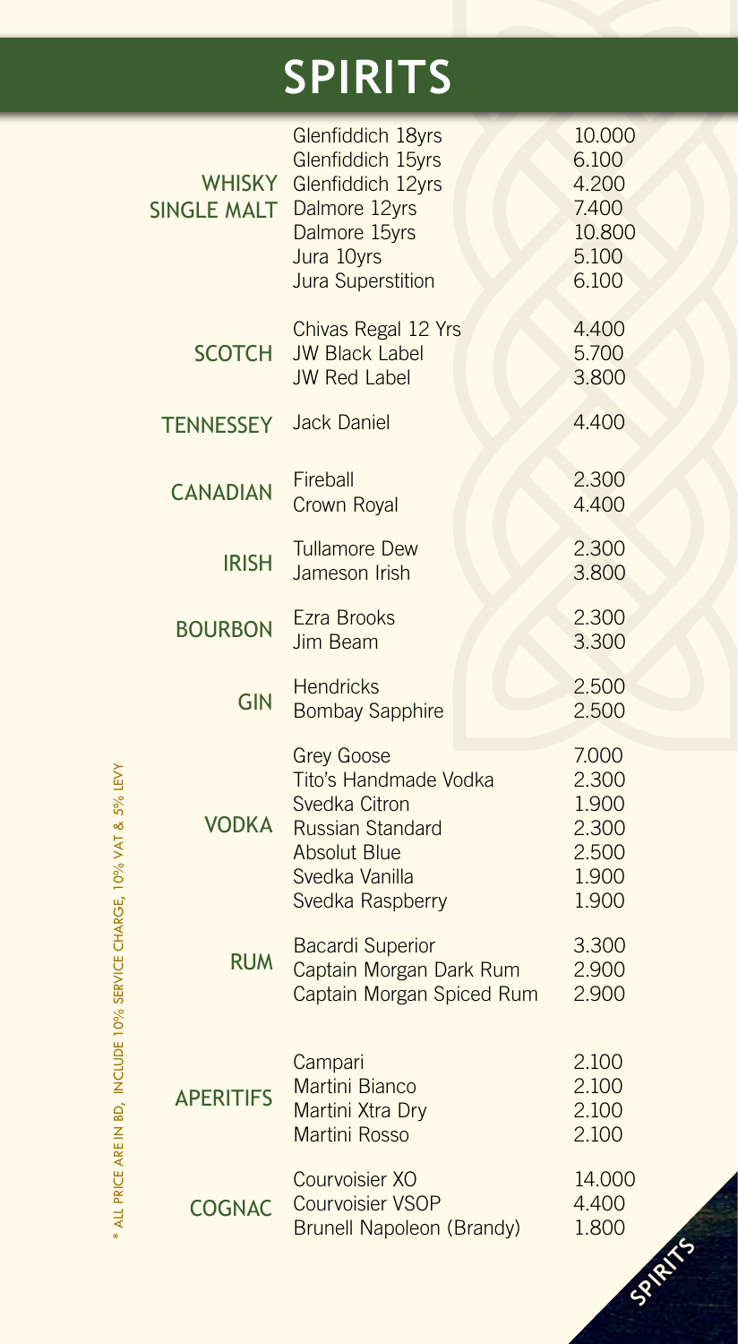# SPIRITS

| Category | Item | Price |
|---|---|---|
| WHISKY SINGLE MALT | Glenfiddich 18yrs | 10.000 |
| | Glenfiddich 15yrs | 6.100 |
| | Glenfiddich 12yrs | 4.200 |
| | Dalmore 12yrs | 7.400 |
| | Dalmore 15yrs | 10.800 |
| | Jura 10yrs | 5.100 |
| | Jura Superstition | 6.100 |
| SCOTCH | Chivas Regal 12 Yrs | 4.400 |
| | JW Black Label | 5.700 |
| | JW Red Label | 3.800 |
| TENNESSEY | Jack Daniel | 4.400 |
| CANADIAN | Fireball | 2.300 |
| | Crown Royal | 4.400 |
| IRISH | Tullamore Dew | 2.300 |
| | Jameson Irish | 3.800 |
| BOURBON | Ezra Brooks | 2.300 |
| | Jim Beam | 3.300 |
| GIN | Hendricks | 2.500 |
| | Bombay Sapphire | 2.500 |
| VODKA | Grey Goose | 7.000 |
| | Tito's Handmade Vodka | 2.300 |
| | Svedka Citron | 1.900 |
| | Russian Standard | 2.300 |
| | Absolut Blue | 2.500 |
| | Svedka Vanilla | 1.900 |
| | Svedka Raspberry | 1.900 |
| RUM | Bacardi Superior | 3.300 |
| | Captain Morgan Dark Rum | 2.900 |
| | Captain Morgan Spiced Rum | 2.900 |
| APERITIFS | Campari | 2.100 |
| | Martini Bianco | 2.100 |
| | Martini Xtra Dry | 2.100 |
| | Martini Rosso | 2.100 |
| COGNAC | Courvoisier XO | 14.000 |
| | Courvoisier VSOP | 4.400 |
| | Brunell Napoleon (Brandy) | 1.800 |

* ALL PRICE ARE IN BD, INCLUDE 10% SERVICE CHARGE, 10% VAT & 5% LEVY

SPIRITS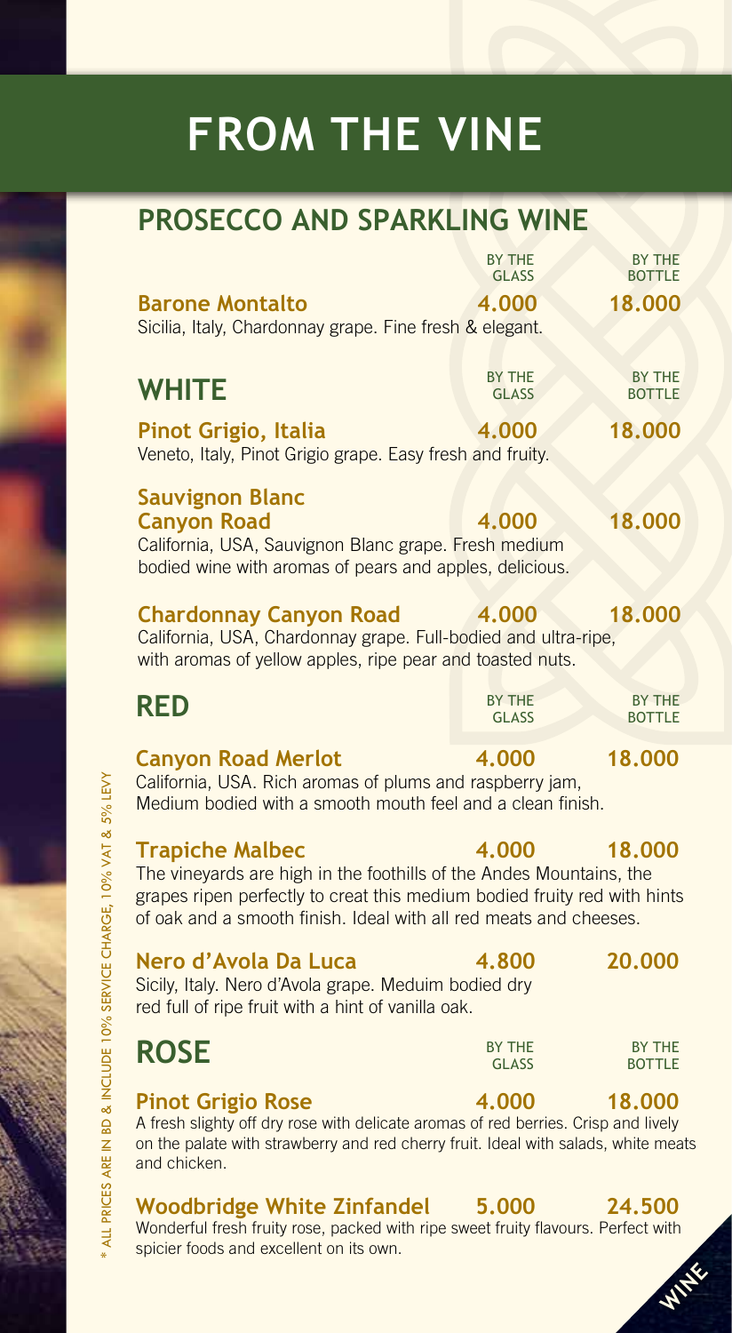# FROM THE VINE

## PROSECCO AND SPARKLING WINE

| | BY THE GLASS | BY THE BOTTLE |
|---|---|---|
| **Barone Montalto** | **4.000** | **18.000** |

Sicilia, Italy, Chardonnay grape. Fine fresh & elegant.

## WHITE

| | BY THE GLASS | BY THE BOTTLE |
|---|---|---|
| **Pinot Grigio, Italia** | **4.000** | **18.000** |
| **Sauvignon Blanc Canyon Road** | **4.000** | **18.000** |
| **Chardonnay Canyon Road** | **4.000** | **18.000** |

**Pinot Grigio, Italia** – Veneto, Italy, Pinot Grigio grape. Easy fresh and fruity.

**Sauvignon Blanc Canyon Road** – California, USA, Sauvignon Blanc grape. Fresh medium bodied wine with aromas of pears and apples, delicious.

**Chardonnay Canyon Road** – California, USA, Chardonnay grape. Full-bodied and ultra-ripe, with aromas of yellow apples, ripe pear and toasted nuts.

## RED

| | BY THE GLASS | BY THE BOTTLE |
|---|---|---|
| **Canyon Road Merlot** | **4.000** | **18.000** |
| **Trapiche Malbec** | **4.000** | **18.000** |
| **Nero d'Avola Da Luca** | **4.800** | **20.000** |

**Canyon Road Merlot** – California, USA. Rich aromas of plums and raspberry jam, Medium bodied with a smooth mouth feel and a clean finish.

**Trapiche Malbec** – The vineyards are high in the foothills of the Andes Mountains, the grapes ripen perfectly to creat this medium bodied fruity red with hints of oak and a smooth finish. Ideal with all red meats and cheeses.

**Nero d'Avola Da Luca** – Sicily, Italy. Nero d'Avola grape. Meduim bodied dry red full of ripe fruit with a hint of vanilla oak.

## ROSE

| | BY THE GLASS | BY THE BOTTLE |
|---|---|---|
| **Pinot Grigio Rose** | **4.000** | **18.000** |
| **Woodbridge White Zinfandel** | **5.000** | **24.500** |

**Pinot Grigio Rose** – A fresh slighty off dry rose with delicate aromas of red berries. Crisp and lively on the palate with strawberry and red cherry fruit. Ideal with salads, white meats and chicken.

**Woodbridge White Zinfandel** – Wonderful fresh fruity rose, packed with ripe sweet fruity flavours. Perfect with spicier foods and excellent on its own.

* ALL PRICES ARE IN BD & INCLUDE 10% SERVICE CHARGE, 10% VAT & 5% LEVY

WINE